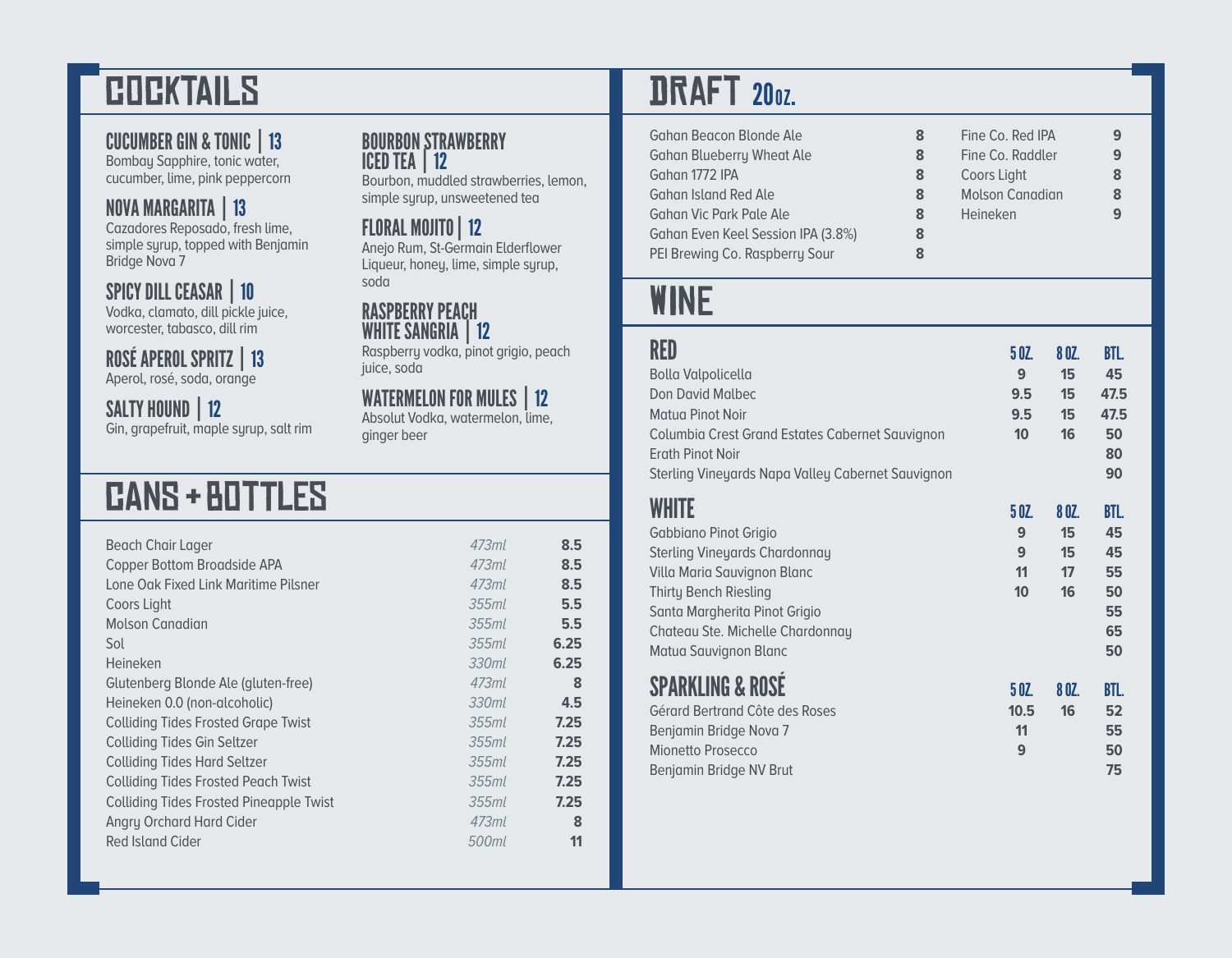# COCKTAILS

### CUCUMBER GIN & TONIC | 13
Bombay Sapphire, tonic water, cucumber, lime, pink peppercorn

### NOVA MARGARITA | 13
Cazadores Reposado, fresh lime, simple syrup, topped with Benjamin Bridge Nova 7

### SPICY DILL CEASAR | 10
Vodka, clamato, dill pickle juice, worcester, tabasco, dill rim

### ROSÉ APEROL SPRITZ | 13
Aperol, rosé, soda, orange

### SALTY HOUND | 12
Gin, grapefruit, maple syrup, salt rim

### BOURBON STRAWBERRY ICED TEA | 12
Bourbon, muddled strawberries, lemon, simple syrup, unsweetened tea

### FLORAL MOJITO | 12
Anejo Rum, St-Germain Elderflower Liqueur, honey, lime, simple syrup, soda

### RASPBERRY PEACH WHITE SANGRIA | 12
Raspberry vodka, pinot grigio, peach juice, soda

### WATERMELON FOR MULES | 12
Absolut Vodka, watermelon, lime, ginger beer

# CANS + BOTTLES

| Item | Size | Price |
|---|---|---|
| Beach Chair Lager | *473ml* | **8.5** |
| Copper Bottom Broadside APA | *473ml* | **8.5** |
| Lone Oak Fixed Link Maritime Pilsner | *473ml* | **8.5** |
| Coors Light | *355ml* | **5.5** |
| Molson Canadian | *355ml* | **5.5** |
| Sol | *355ml* | **6.25** |
| Heineken | *330ml* | **6.25** |
| Glutenberg Blonde Ale (gluten-free) | *473ml* | **8** |
| Heineken 0.0 (non-alcoholic) | *330ml* | **4.5** |
| Colliding Tides Frosted Grape Twist | *355ml* | **7.25** |
| Colliding Tides Gin Seltzer | *355ml* | **7.25** |
| Colliding Tides Hard Seltzer | *355ml* | **7.25** |
| Colliding Tides Frosted Peach Twist | *355ml* | **7.25** |
| Colliding Tides Frosted Pineapple Twist | *355ml* | **7.25** |
| Angry Orchard Hard Cider | *473ml* | **8** |
| Red Island Cider | *500ml* | **11** |

# DRAFT 20oz.

| Item | Price |
|---|---|
| Gahan Beacon Blonde Ale | **8** |
| Gahan Blueberry Wheat Ale | **8** |
| Gahan 1772 IPA | **8** |
| Gahan Island Red Ale | **8** |
| Gahan Vic Park Pale Ale | **8** |
| Gahan Even Keel Session IPA (3.8%) | **8** |
| PEI Brewing Co. Raspberry Sour | **8** |
| Fine Co. Red IPA | **9** |
| Fine Co. Raddler | **9** |
| Coors Light | **8** |
| Molson Canadian | **8** |
| Heineken | **9** |

# WINE

## RED

| | 5 OZ. | 8 OZ. | BTL. |
|---|---|---|---|
| Bolla Valpolicella | 9 | 15 | 45 |
| Don David Malbec | 9.5 | 15 | 47.5 |
| Matua Pinot Noir | 9.5 | 15 | 47.5 |
| Columbia Crest Grand Estates Cabernet Sauvignon | 10 | 16 | 50 |
| Erath Pinot Noir | | | 80 |
| Sterling Vineyards Napa Valley Cabernet Sauvignon | | | 90 |

## WHITE

| | 5 OZ. | 8 OZ. | BTL. |
|---|---|---|---|
| Gabbiano Pinot Grigio | 9 | 15 | 45 |
| Sterling Vineyards Chardonnay | 9 | 15 | 45 |
| Villa Maria Sauvignon Blanc | 11 | 17 | 55 |
| Thirty Bench Riesling | 10 | 16 | 50 |
| Santa Margherita Pinot Grigio | | | 55 |
| Chateau Ste. Michelle Chardonnay | | | 65 |
| Matua Sauvignon Blanc | | | 50 |

## SPARKLING & ROSÉ

| | 5 OZ. | 8 OZ. | BTL. |
|---|---|---|---|
| Gérard Bertrand Côte des Roses | 10.5 | 16 | 52 |
| Benjamin Bridge Nova 7 | 11 | | 55 |
| Mionetto Prosecco | 9 | | 50 |
| Benjamin Bridge NV Brut | | | 75 |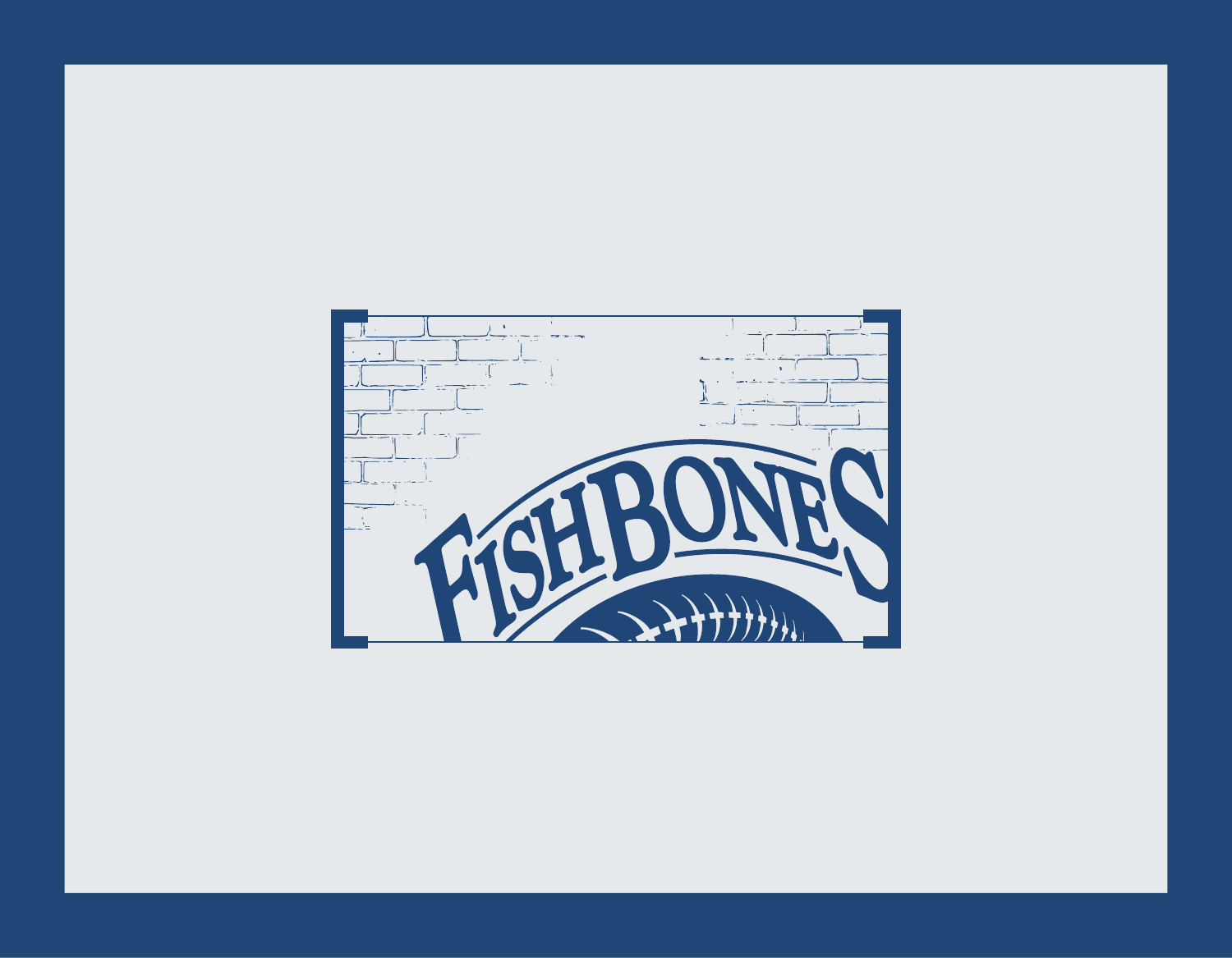FISHBONES